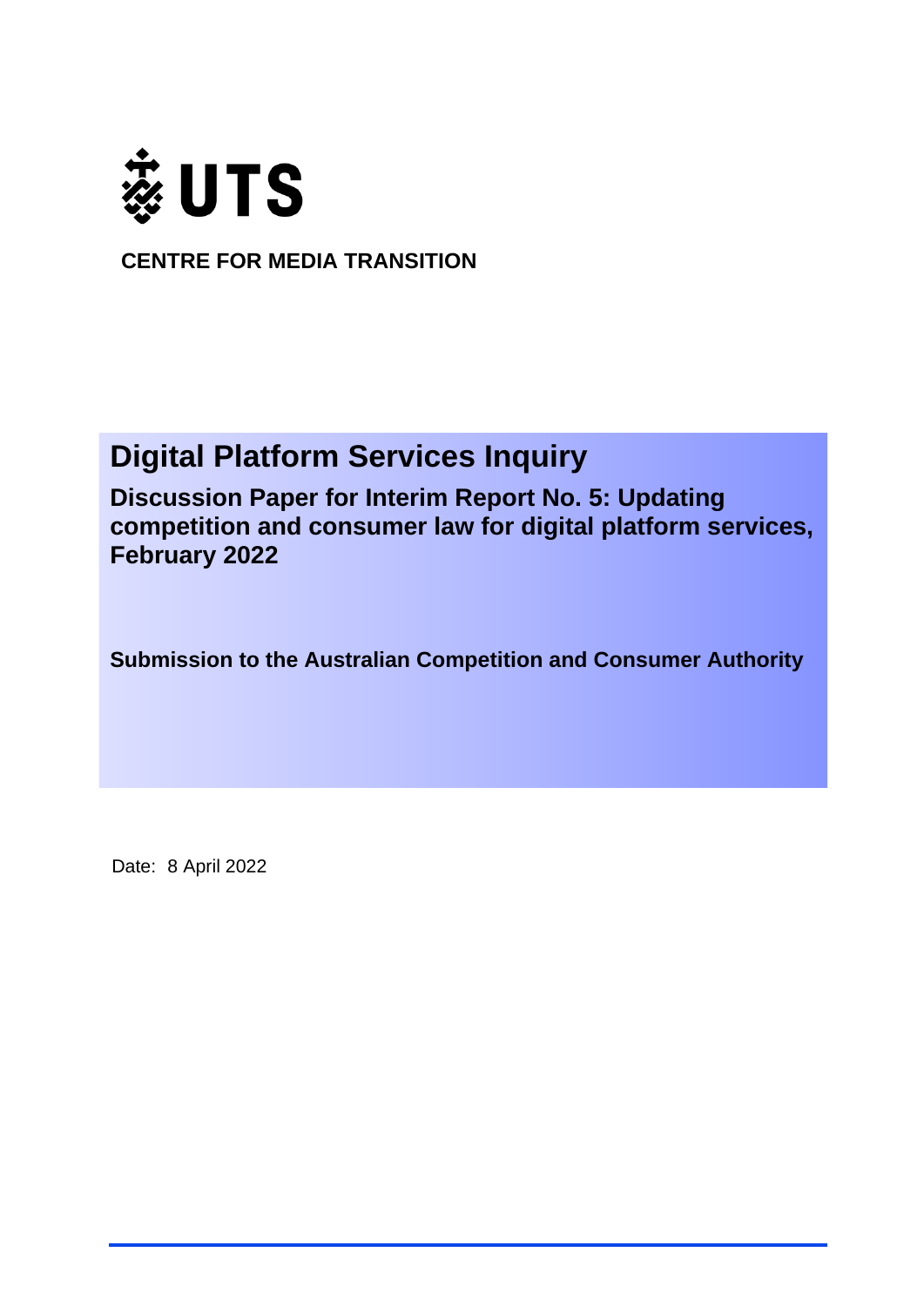UTS

**CENTRE FOR MEDIA TRANSITION**

# Digital Platform Services Inquiry

## Discussion Paper for Interim Report No. 5: Updating competition and consumer law for digital platform services, February 2022

**Submission to the Australian Competition and Consumer Authority**

Date: 8 April 2022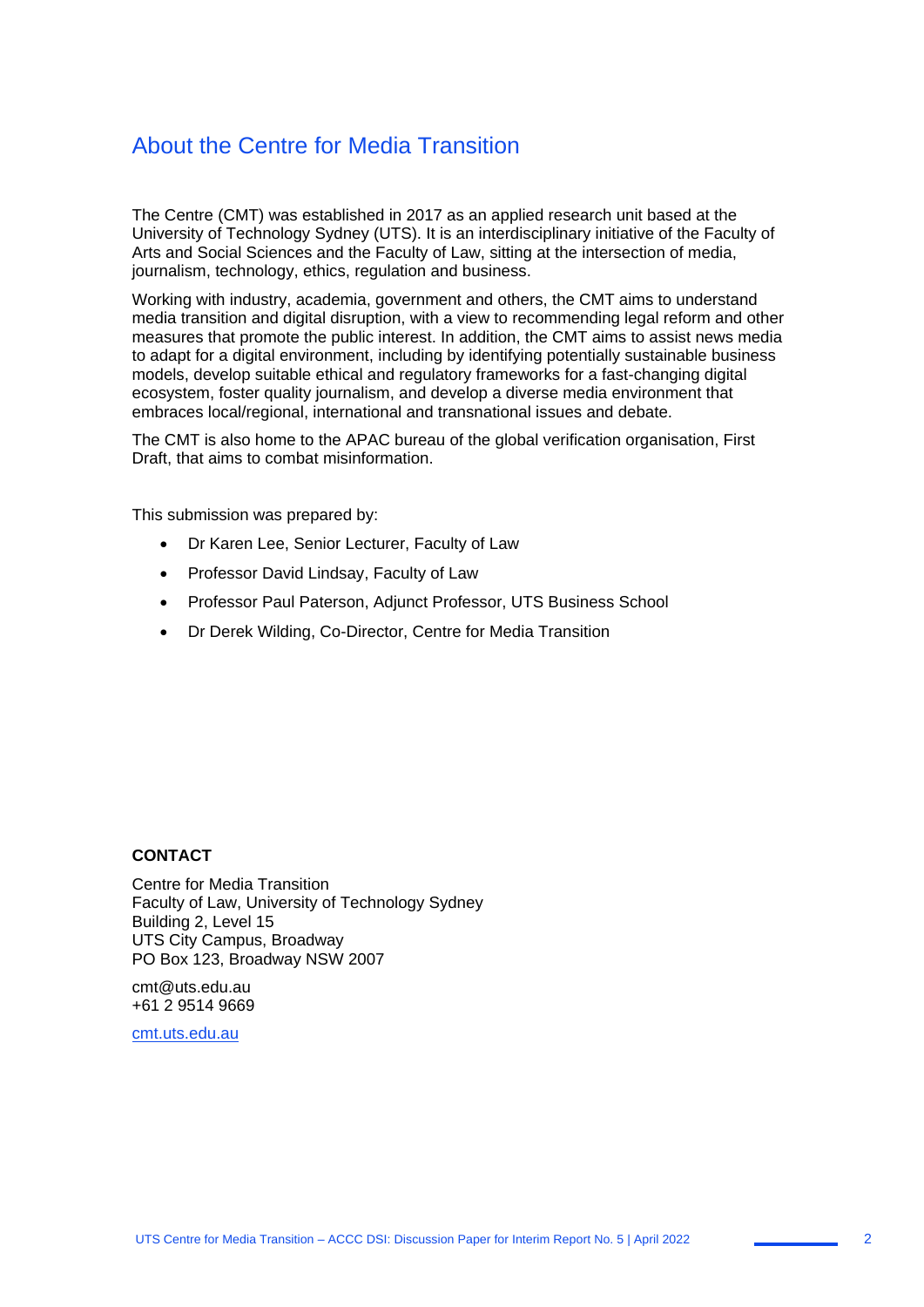# About the Centre for Media Transition

The Centre (CMT) was established in 2017 as an applied research unit based at the University of Technology Sydney (UTS). It is an interdisciplinary initiative of the Faculty of Arts and Social Sciences and the Faculty of Law, sitting at the intersection of media, journalism, technology, ethics, regulation and business.

Working with industry, academia, government and others, the CMT aims to understand media transition and digital disruption, with a view to recommending legal reform and other measures that promote the public interest. In addition, the CMT aims to assist news media to adapt for a digital environment, including by identifying potentially sustainable business models, develop suitable ethical and regulatory frameworks for a fast-changing digital ecosystem, foster quality journalism, and develop a diverse media environment that embraces local/regional, international and transnational issues and debate.

The CMT is also home to the APAC bureau of the global verification organisation, First Draft, that aims to combat misinformation.

This submission was prepared by:

- Dr Karen Lee, Senior Lecturer, Faculty of Law
- Professor David Lindsay, Faculty of Law
- Professor Paul Paterson, Adjunct Professor, UTS Business School
- Dr Derek Wilding, Co-Director, Centre for Media Transition

**CONTACT**

Centre for Media Transition
Faculty of Law, University of Technology Sydney
Building 2, Level 15
UTS City Campus, Broadway
PO Box 123, Broadway NSW 2007

cmt@uts.edu.au
+61 2 9514 9669

cmt.uts.edu.au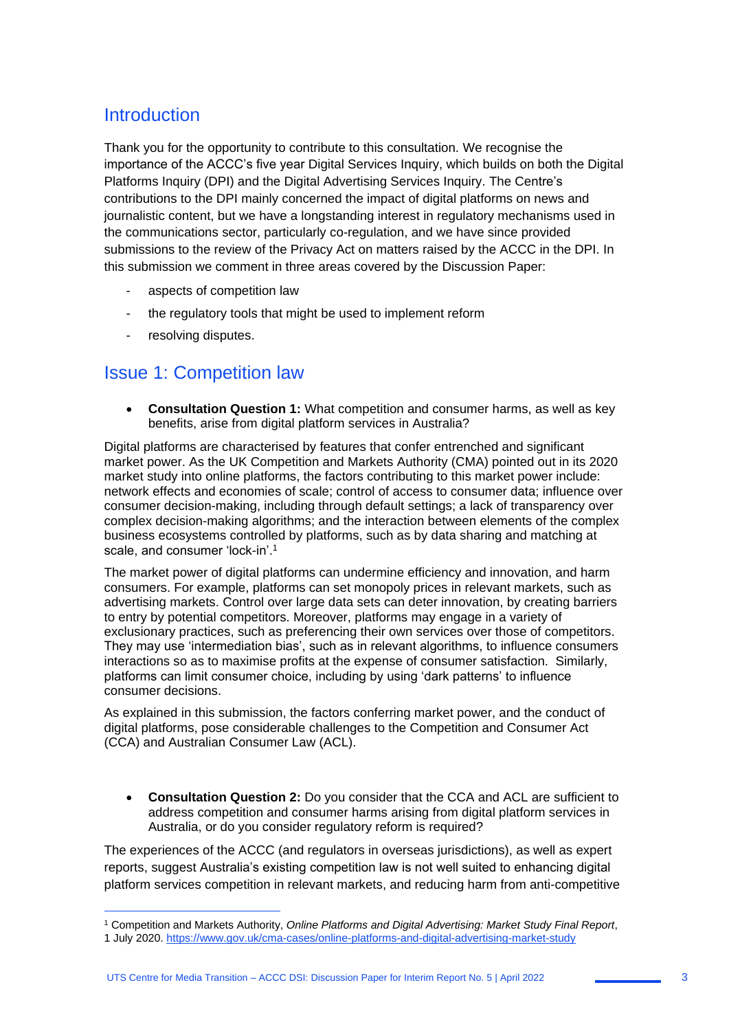## Introduction

Thank you for the opportunity to contribute to this consultation. We recognise the importance of the ACCC's five year Digital Services Inquiry, which builds on both the Digital Platforms Inquiry (DPI) and the Digital Advertising Services Inquiry. The Centre's contributions to the DPI mainly concerned the impact of digital platforms on news and journalistic content, but we have a longstanding interest in regulatory mechanisms used in the communications sector, particularly co-regulation, and we have since provided submissions to the review of the Privacy Act on matters raised by the ACCC in the DPI. In this submission we comment in three areas covered by the Discussion Paper:

- aspects of competition law
- the regulatory tools that might be used to implement reform
- resolving disputes.

## Issue 1: Competition law

- **Consultation Question 1:** What competition and consumer harms, as well as key benefits, arise from digital platform services in Australia?

Digital platforms are characterised by features that confer entrenched and significant market power. As the UK Competition and Markets Authority (CMA) pointed out in its 2020 market study into online platforms, the factors contributing to this market power include: network effects and economies of scale; control of access to consumer data; influence over consumer decision-making, including through default settings; a lack of transparency over complex decision-making algorithms; and the interaction between elements of the complex business ecosystems controlled by platforms, such as by data sharing and matching at scale, and consumer 'lock-in'.[1]

The market power of digital platforms can undermine efficiency and innovation, and harm consumers. For example, platforms can set monopoly prices in relevant markets, such as advertising markets. Control over large data sets can deter innovation, by creating barriers to entry by potential competitors. Moreover, platforms may engage in a variety of exclusionary practices, such as preferencing their own services over those of competitors. They may use 'intermediation bias', such as in relevant algorithms, to influence consumers interactions so as to maximise profits at the expense of consumer satisfaction. Similarly, platforms can limit consumer choice, including by using 'dark patterns' to influence consumer decisions.

As explained in this submission, the factors conferring market power, and the conduct of digital platforms, pose considerable challenges to the Competition and Consumer Act (CCA) and Australian Consumer Law (ACL).

- **Consultation Question 2:** Do you consider that the CCA and ACL are sufficient to address competition and consumer harms arising from digital platform services in Australia, or do you consider regulatory reform is required?

The experiences of the ACCC (and regulators in overseas jurisdictions), as well as expert reports, suggest Australia's existing competition law is not well suited to enhancing digital platform services competition in relevant markets, and reducing harm from anti-competitive

---

[1] Competition and Markets Authority, *Online Platforms and Digital Advertising: Market Study Final Report*, 1 July 2020. https://www.gov.uk/cma-cases/online-platforms-and-digital-advertising-market-study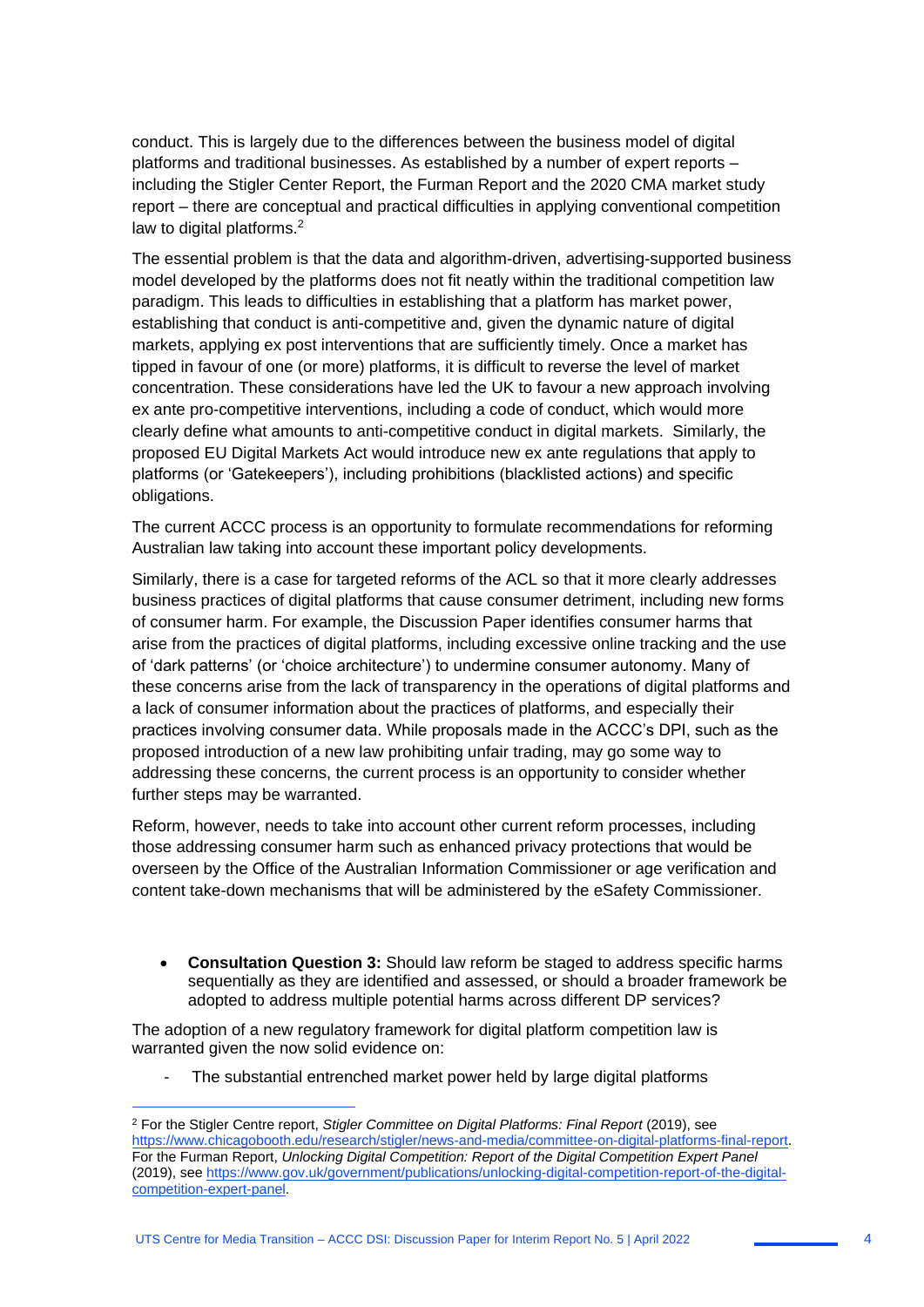conduct. This is largely due to the differences between the business model of digital platforms and traditional businesses. As established by a number of expert reports – including the Stigler Center Report, the Furman Report and the 2020 CMA market study report – there are conceptual and practical difficulties in applying conventional competition law to digital platforms.[2]

The essential problem is that the data and algorithm-driven, advertising-supported business model developed by the platforms does not fit neatly within the traditional competition law paradigm. This leads to difficulties in establishing that a platform has market power, establishing that conduct is anti-competitive and, given the dynamic nature of digital markets, applying ex post interventions that are sufficiently timely. Once a market has tipped in favour of one (or more) platforms, it is difficult to reverse the level of market concentration. These considerations have led the UK to favour a new approach involving ex ante pro-competitive interventions, including a code of conduct, which would more clearly define what amounts to anti-competitive conduct in digital markets. Similarly, the proposed EU Digital Markets Act would introduce new ex ante regulations that apply to platforms (or 'Gatekeepers'), including prohibitions (blacklisted actions) and specific obligations.

The current ACCC process is an opportunity to formulate recommendations for reforming Australian law taking into account these important policy developments.

Similarly, there is a case for targeted reforms of the ACL so that it more clearly addresses business practices of digital platforms that cause consumer detriment, including new forms of consumer harm. For example, the Discussion Paper identifies consumer harms that arise from the practices of digital platforms, including excessive online tracking and the use of 'dark patterns' (or 'choice architecture') to undermine consumer autonomy. Many of these concerns arise from the lack of transparency in the operations of digital platforms and a lack of consumer information about the practices of platforms, and especially their practices involving consumer data. While proposals made in the ACCC's DPI, such as the proposed introduction of a new law prohibiting unfair trading, may go some way to addressing these concerns, the current process is an opportunity to consider whether further steps may be warranted.

Reform, however, needs to take into account other current reform processes, including those addressing consumer harm such as enhanced privacy protections that would be overseen by the Office of the Australian Information Commissioner or age verification and content take-down mechanisms that will be administered by the eSafety Commissioner.

- **Consultation Question 3:** Should law reform be staged to address specific harms sequentially as they are identified and assessed, or should a broader framework be adopted to address multiple potential harms across different DP services?

The adoption of a new regulatory framework for digital platform competition law is warranted given the now solid evidence on:

- The substantial entrenched market power held by large digital platforms

---

[2] For the Stigler Centre report, *Stigler Committee on Digital Platforms: Final Report* (2019), see https://www.chicagobooth.edu/research/stigler/news-and-media/committee-on-digital-platforms-final-report. For the Furman Report, *Unlocking Digital Competition: Report of the Digital Competition Expert Panel* (2019), see https://www.gov.uk/government/publications/unlocking-digital-competition-report-of-the-digital-competition-expert-panel.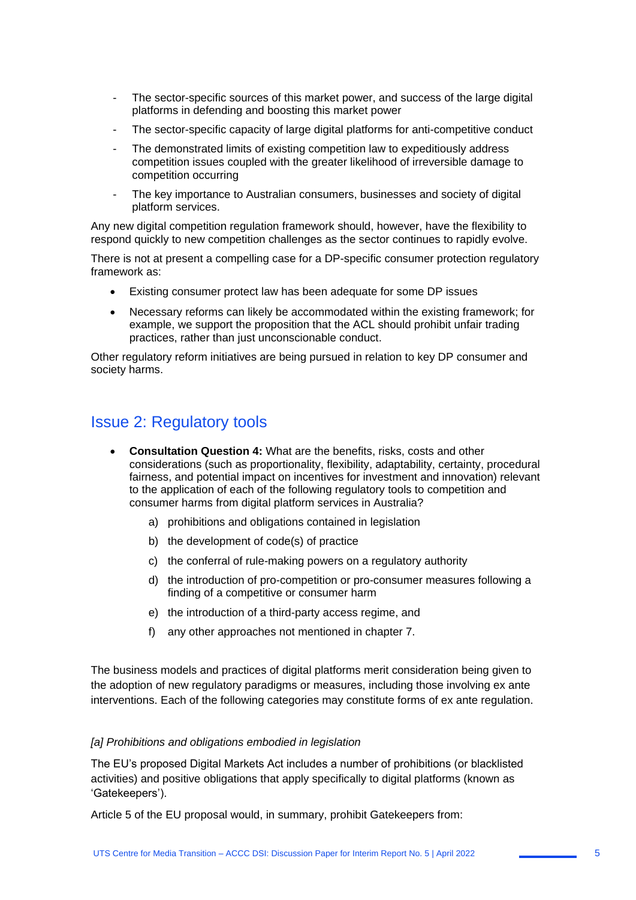- The sector-specific sources of this market power, and success of the large digital platforms in defending and boosting this market power
- The sector-specific capacity of large digital platforms for anti-competitive conduct
- The demonstrated limits of existing competition law to expeditiously address competition issues coupled with the greater likelihood of irreversible damage to competition occurring
- The key importance to Australian consumers, businesses and society of digital platform services.

Any new digital competition regulation framework should, however, have the flexibility to respond quickly to new competition challenges as the sector continues to rapidly evolve.

There is not at present a compelling case for a DP-specific consumer protection regulatory framework as:

- Existing consumer protect law has been adequate for some DP issues
- Necessary reforms can likely be accommodated within the existing framework; for example, we support the proposition that the ACL should prohibit unfair trading practices, rather than just unconscionable conduct.

Other regulatory reform initiatives are being pursued in relation to key DP consumer and society harms.

## Issue 2: Regulatory tools

- **Consultation Question 4:** What are the benefits, risks, costs and other considerations (such as proportionality, flexibility, adaptability, certainty, procedural fairness, and potential impact on incentives for investment and innovation) relevant to the application of each of the following regulatory tools to competition and consumer harms from digital platform services in Australia?
  a) prohibitions and obligations contained in legislation
  b) the development of code(s) of practice
  c) the conferral of rule-making powers on a regulatory authority
  d) the introduction of pro-competition or pro-consumer measures following a finding of a competitive or consumer harm
  e) the introduction of a third-party access regime, and
  f) any other approaches not mentioned in chapter 7.

The business models and practices of digital platforms merit consideration being given to the adoption of new regulatory paradigms or measures, including those involving ex ante interventions. Each of the following categories may constitute forms of ex ante regulation.

*[a] Prohibitions and obligations embodied in legislation*

The EU's proposed Digital Markets Act includes a number of prohibitions (or blacklisted activities) and positive obligations that apply specifically to digital platforms (known as 'Gatekeepers').

Article 5 of the EU proposal would, in summary, prohibit Gatekeepers from: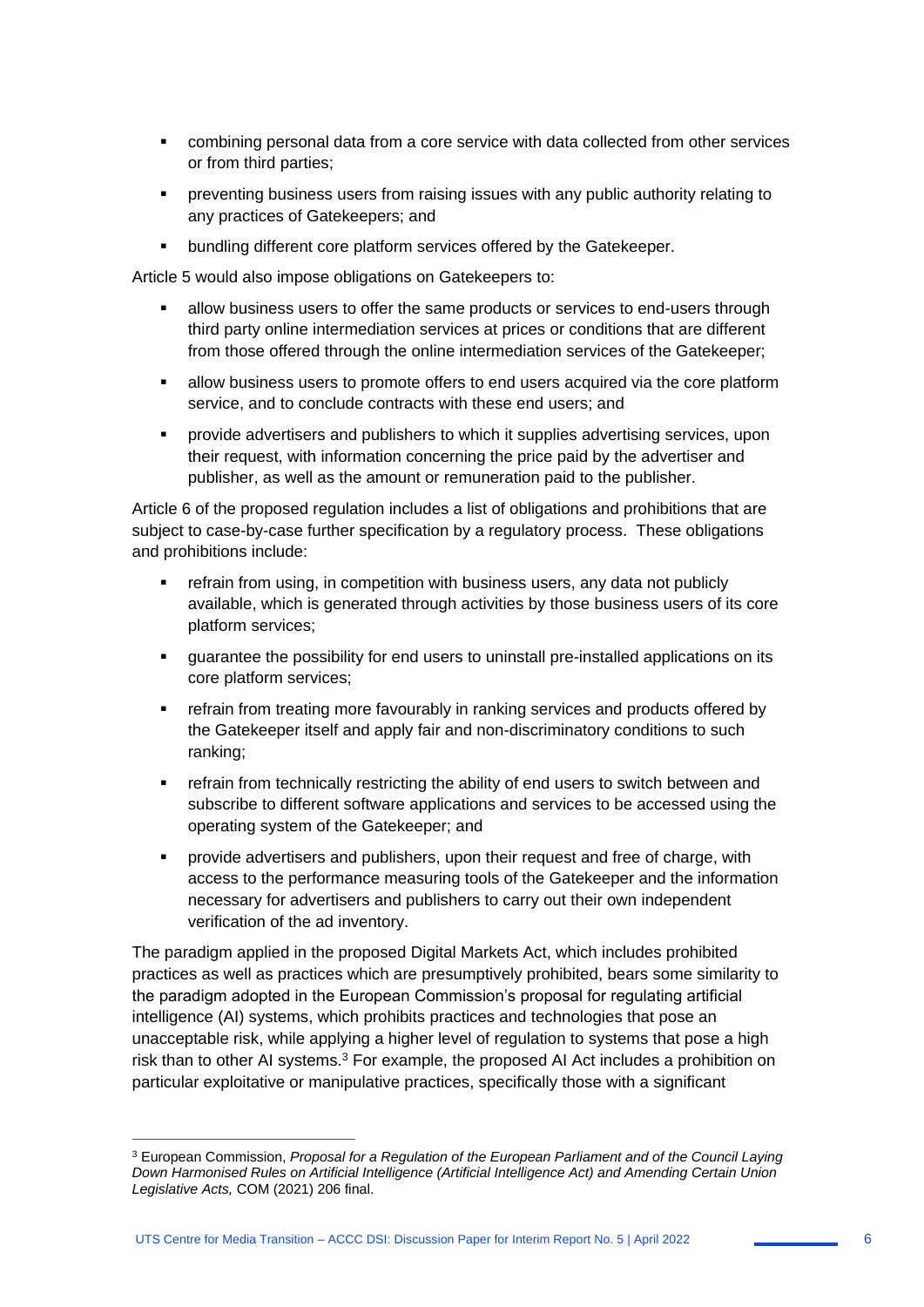- combining personal data from a core service with data collected from other services or from third parties;
- preventing business users from raising issues with any public authority relating to any practices of Gatekeepers; and
- bundling different core platform services offered by the Gatekeeper.

Article 5 would also impose obligations on Gatekeepers to:

- allow business users to offer the same products or services to end-users through third party online intermediation services at prices or conditions that are different from those offered through the online intermediation services of the Gatekeeper;
- allow business users to promote offers to end users acquired via the core platform service, and to conclude contracts with these end users; and
- provide advertisers and publishers to which it supplies advertising services, upon their request, with information concerning the price paid by the advertiser and publisher, as well as the amount or remuneration paid to the publisher.

Article 6 of the proposed regulation includes a list of obligations and prohibitions that are subject to case-by-case further specification by a regulatory process. These obligations and prohibitions include:

- refrain from using, in competition with business users, any data not publicly available, which is generated through activities by those business users of its core platform services;
- guarantee the possibility for end users to uninstall pre-installed applications on its core platform services;
- refrain from treating more favourably in ranking services and products offered by the Gatekeeper itself and apply fair and non-discriminatory conditions to such ranking;
- refrain from technically restricting the ability of end users to switch between and subscribe to different software applications and services to be accessed using the operating system of the Gatekeeper; and
- provide advertisers and publishers, upon their request and free of charge, with access to the performance measuring tools of the Gatekeeper and the information necessary for advertisers and publishers to carry out their own independent verification of the ad inventory.

The paradigm applied in the proposed Digital Markets Act, which includes prohibited practices as well as practices which are presumptively prohibited, bears some similarity to the paradigm adopted in the European Commission's proposal for regulating artificial intelligence (AI) systems, which prohibits practices and technologies that pose an unacceptable risk, while applying a higher level of regulation to systems that pose a high risk than to other AI systems.[3] For example, the proposed AI Act includes a prohibition on particular exploitative or manipulative practices, specifically those with a significant

---

[3] European Commission, *Proposal for a Regulation of the European Parliament and of the Council Laying Down Harmonised Rules on Artificial Intelligence (Artificial Intelligence Act) and Amending Certain Union Legislative Acts,* COM (2021) 206 final.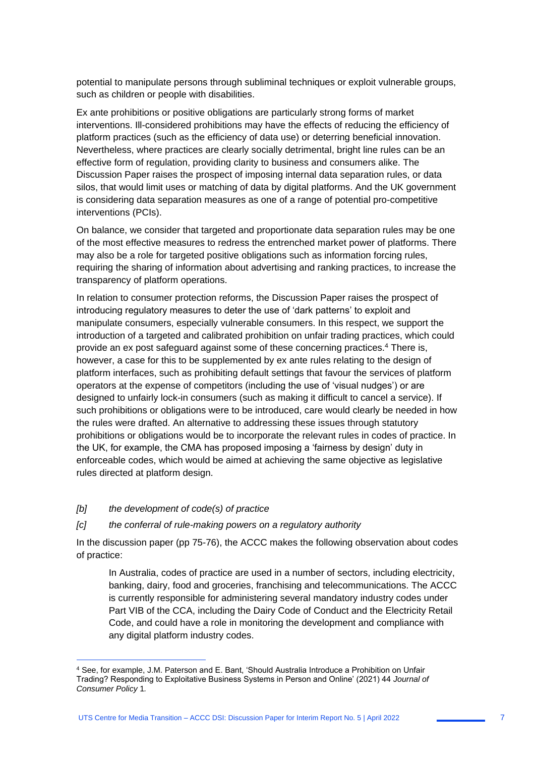potential to manipulate persons through subliminal techniques or exploit vulnerable groups, such as children or people with disabilities.

Ex ante prohibitions or positive obligations are particularly strong forms of market interventions. Ill-considered prohibitions may have the effects of reducing the efficiency of platform practices (such as the efficiency of data use) or deterring beneficial innovation. Nevertheless, where practices are clearly socially detrimental, bright line rules can be an effective form of regulation, providing clarity to business and consumers alike. The Discussion Paper raises the prospect of imposing internal data separation rules, or data silos, that would limit uses or matching of data by digital platforms. And the UK government is considering data separation measures as one of a range of potential pro-competitive interventions (PCIs).

On balance, we consider that targeted and proportionate data separation rules may be one of the most effective measures to redress the entrenched market power of platforms. There may also be a role for targeted positive obligations such as information forcing rules, requiring the sharing of information about advertising and ranking practices, to increase the transparency of platform operations.

In relation to consumer protection reforms, the Discussion Paper raises the prospect of introducing regulatory measures to deter the use of 'dark patterns' to exploit and manipulate consumers, especially vulnerable consumers. In this respect, we support the introduction of a targeted and calibrated prohibition on unfair trading practices, which could provide an ex post safeguard against some of these concerning practices.[4] There is, however, a case for this to be supplemented by ex ante rules relating to the design of platform interfaces, such as prohibiting default settings that favour the services of platform operators at the expense of competitors (including the use of 'visual nudges') or are designed to unfairly lock-in consumers (such as making it difficult to cancel a service). If such prohibitions or obligations were to be introduced, care would clearly be needed in how the rules were drafted. An alternative to addressing these issues through statutory prohibitions or obligations would be to incorporate the relevant rules in codes of practice. In the UK, for example, the CMA has proposed imposing a 'fairness by design' duty in enforceable codes, which would be aimed at achieving the same objective as legislative rules directed at platform design.

*[b]* *the development of code(s) of practice*

*[c]* *the conferral of rule-making powers on a regulatory authority*

In the discussion paper (pp 75-76), the ACCC makes the following observation about codes of practice:

> In Australia, codes of practice are used in a number of sectors, including electricity, banking, dairy, food and groceries, franchising and telecommunications. The ACCC is currently responsible for administering several mandatory industry codes under Part VIB of the CCA, including the Dairy Code of Conduct and the Electricity Retail Code, and could have a role in monitoring the development and compliance with any digital platform industry codes.

---

[4] See, for example, J.M. Paterson and E. Bant, 'Should Australia Introduce a Prohibition on Unfair Trading? Responding to Exploitative Business Systems in Person and Online' (2021) 44 *Journal of Consumer Policy* 1.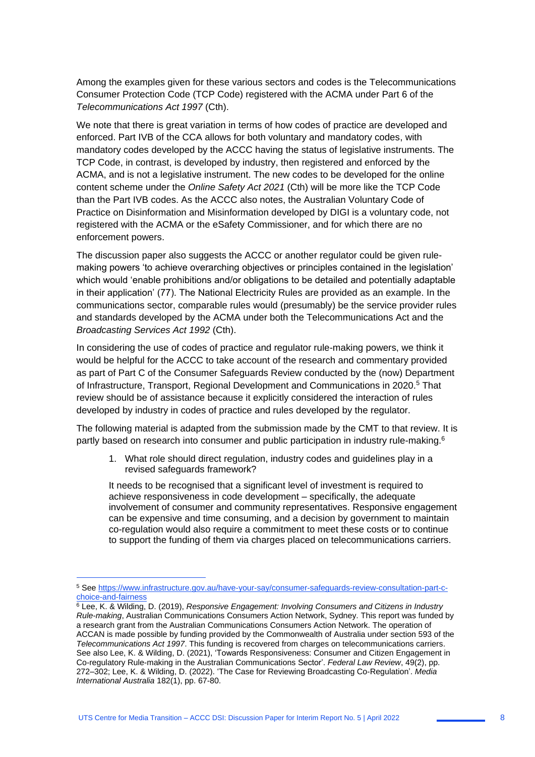Among the examples given for these various sectors and codes is the Telecommunications Consumer Protection Code (TCP Code) registered with the ACMA under Part 6 of the *Telecommunications Act 1997* (Cth).

We note that there is great variation in terms of how codes of practice are developed and enforced. Part IVB of the CCA allows for both voluntary and mandatory codes, with mandatory codes developed by the ACCC having the status of legislative instruments. The TCP Code, in contrast, is developed by industry, then registered and enforced by the ACMA, and is not a legislative instrument. The new codes to be developed for the online content scheme under the *Online Safety Act 2021* (Cth) will be more like the TCP Code than the Part IVB codes. As the ACCC also notes, the Australian Voluntary Code of Practice on Disinformation and Misinformation developed by DIGI is a voluntary code, not registered with the ACMA or the eSafety Commissioner, and for which there are no enforcement powers.

The discussion paper also suggests the ACCC or another regulator could be given rule-making powers 'to achieve overarching objectives or principles contained in the legislation' which would 'enable prohibitions and/or obligations to be detailed and potentially adaptable in their application' (77). The National Electricity Rules are provided as an example. In the communications sector, comparable rules would (presumably) be the service provider rules and standards developed by the ACMA under both the Telecommunications Act and the *Broadcasting Services Act 1992* (Cth).

In considering the use of codes of practice and regulator rule-making powers, we think it would be helpful for the ACCC to take account of the research and commentary provided as part of Part C of the Consumer Safeguards Review conducted by the (now) Department of Infrastructure, Transport, Regional Development and Communications in 2020.[5] That review should be of assistance because it explicitly considered the interaction of rules developed by industry in codes of practice and rules developed by the regulator.

The following material is adapted from the submission made by the CMT to that review. It is partly based on research into consumer and public participation in industry rule-making.[6]

1. What role should direct regulation, industry codes and guidelines play in a revised safeguards framework?

   It needs to be recognised that a significant level of investment is required to achieve responsiveness in code development – specifically, the adequate involvement of consumer and community representatives. Responsive engagement can be expensive and time consuming, and a decision by government to maintain co-regulation would also require a commitment to meet these costs or to continue to support the funding of them via charges placed on telecommunications carriers.

---

[5] See https://www.infrastructure.gov.au/have-your-say/consumer-safeguards-review-consultation-part-c-choice-and-fairness

[6] Lee, K. & Wilding, D. (2019), *Responsive Engagement: Involving Consumers and Citizens in Industry Rule-making*, Australian Communications Consumers Action Network, Sydney. This report was funded by a research grant from the Australian Communications Consumers Action Network. The operation of ACCAN is made possible by funding provided by the Commonwealth of Australia under section 593 of the *Telecommunications Act 1997*. This funding is recovered from charges on telecommunications carriers. See also Lee, K. & Wilding, D. (2021), 'Towards Responsiveness: Consumer and Citizen Engagement in Co-regulatory Rule-making in the Australian Communications Sector'. *Federal Law Review*, 49(2), pp. 272–302; Lee, K. & Wilding, D. (2022). 'The Case for Reviewing Broadcasting Co-Regulation'. *Media International Australia* 182(1), pp. 67-80.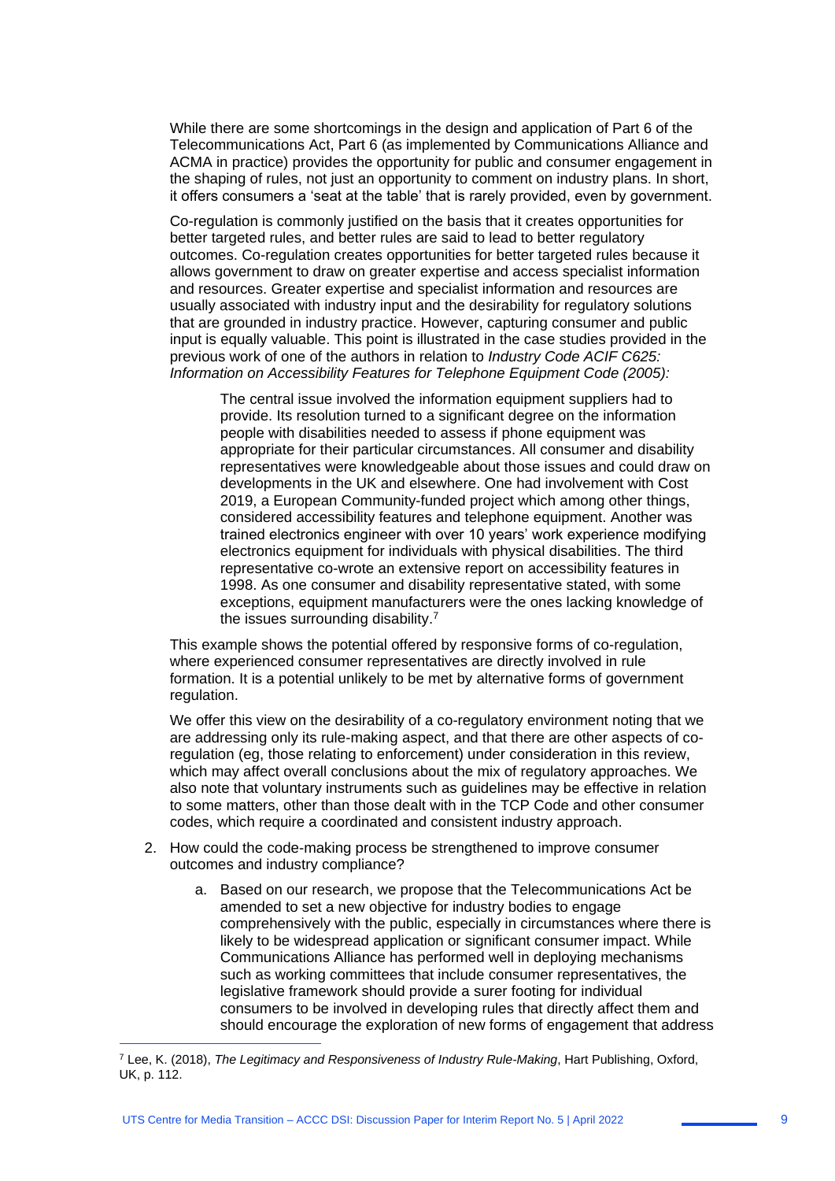While there are some shortcomings in the design and application of Part 6 of the Telecommunications Act, Part 6 (as implemented by Communications Alliance and ACMA in practice) provides the opportunity for public and consumer engagement in the shaping of rules, not just an opportunity to comment on industry plans. In short, it offers consumers a 'seat at the table' that is rarely provided, even by government.

Co-regulation is commonly justified on the basis that it creates opportunities for better targeted rules, and better rules are said to lead to better regulatory outcomes. Co-regulation creates opportunities for better targeted rules because it allows government to draw on greater expertise and access specialist information and resources. Greater expertise and specialist information and resources are usually associated with industry input and the desirability for regulatory solutions that are grounded in industry practice. However, capturing consumer and public input is equally valuable. This point is illustrated in the case studies provided in the previous work of one of the authors in relation to *Industry Code ACIF C625: Information on Accessibility Features for Telephone Equipment Code (2005):*

> The central issue involved the information equipment suppliers had to provide. Its resolution turned to a significant degree on the information people with disabilities needed to assess if phone equipment was appropriate for their particular circumstances. All consumer and disability representatives were knowledgeable about those issues and could draw on developments in the UK and elsewhere. One had involvement with Cost 2019, a European Community-funded project which among other things, considered accessibility features and telephone equipment. Another was trained electronics engineer with over 10 years' work experience modifying electronics equipment for individuals with physical disabilities. The third representative co-wrote an extensive report on accessibility features in 1998. As one consumer and disability representative stated, with some exceptions, equipment manufacturers were the ones lacking knowledge of the issues surrounding disability.[7]

This example shows the potential offered by responsive forms of co-regulation, where experienced consumer representatives are directly involved in rule formation. It is a potential unlikely to be met by alternative forms of government regulation.

We offer this view on the desirability of a co-regulatory environment noting that we are addressing only its rule-making aspect, and that there are other aspects of co-regulation (eg, those relating to enforcement) under consideration in this review, which may affect overall conclusions about the mix of regulatory approaches. We also note that voluntary instruments such as guidelines may be effective in relation to some matters, other than those dealt with in the TCP Code and other consumer codes, which require a coordinated and consistent industry approach.

2. How could the code-making process be strengthened to improve consumer outcomes and industry compliance?

   a. Based on our research, we propose that the Telecommunications Act be amended to set a new objective for industry bodies to engage comprehensively with the public, especially in circumstances where there is likely to be widespread application or significant consumer impact. While Communications Alliance has performed well in deploying mechanisms such as working committees that include consumer representatives, the legislative framework should provide a surer footing for individual consumers to be involved in developing rules that directly affect them and should encourage the exploration of new forms of engagement that address

---

[7] Lee, K. (2018), *The Legitimacy and Responsiveness of Industry Rule-Making*, Hart Publishing, Oxford, UK, p. 112.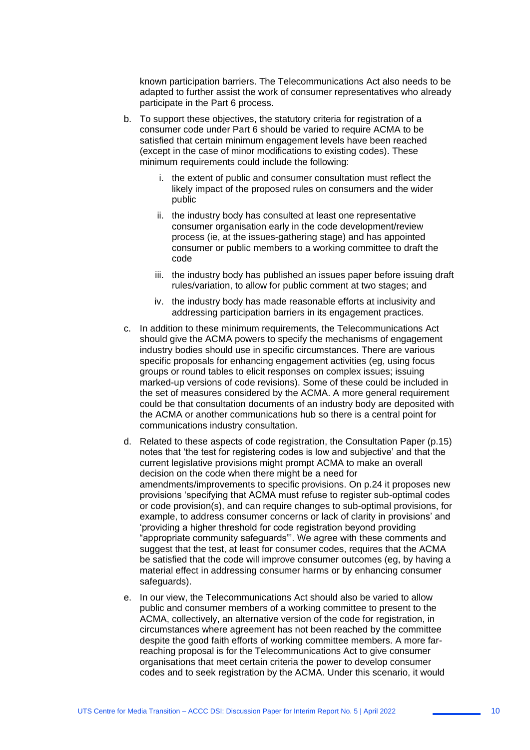known participation barriers. The Telecommunications Act also needs to be adapted to further assist the work of consumer representatives who already participate in the Part 6 process.

b. To support these objectives, the statutory criteria for registration of a consumer code under Part 6 should be varied to require ACMA to be satisfied that certain minimum engagement levels have been reached (except in the case of minor modifications to existing codes). These minimum requirements could include the following:

   i. the extent of public and consumer consultation must reflect the likely impact of the proposed rules on consumers and the wider public

   ii. the industry body has consulted at least one representative consumer organisation early in the code development/review process (ie, at the issues-gathering stage) and has appointed consumer or public members to a working committee to draft the code

   iii. the industry body has published an issues paper before issuing draft rules/variation, to allow for public comment at two stages; and

   iv. the industry body has made reasonable efforts at inclusivity and addressing participation barriers in its engagement practices.

c. In addition to these minimum requirements, the Telecommunications Act should give the ACMA powers to specify the mechanisms of engagement industry bodies should use in specific circumstances. There are various specific proposals for enhancing engagement activities (eg, using focus groups or round tables to elicit responses on complex issues; issuing marked-up versions of code revisions). Some of these could be included in the set of measures considered by the ACMA. A more general requirement could be that consultation documents of an industry body are deposited with the ACMA or another communications hub so there is a central point for communications industry consultation.

d. Related to these aspects of code registration, the Consultation Paper (p.15) notes that 'the test for registering codes is low and subjective' and that the current legislative provisions might prompt ACMA to make an overall decision on the code when there might be a need for amendments/improvements to specific provisions. On p.24 it proposes new provisions 'specifying that ACMA must refuse to register sub-optimal codes or code provision(s), and can require changes to sub-optimal provisions, for example, to address consumer concerns or lack of clarity in provisions' and 'providing a higher threshold for code registration beyond providing "appropriate community safeguards"'. We agree with these comments and suggest that the test, at least for consumer codes, requires that the ACMA be satisfied that the code will improve consumer outcomes (eg, by having a material effect in addressing consumer harms or by enhancing consumer safeguards).

e. In our view, the Telecommunications Act should also be varied to allow public and consumer members of a working committee to present to the ACMA, collectively, an alternative version of the code for registration, in circumstances where agreement has not been reached by the committee despite the good faith efforts of working committee members. A more far-reaching proposal is for the Telecommunications Act to give consumer organisations that meet certain criteria the power to develop consumer codes and to seek registration by the ACMA. Under this scenario, it would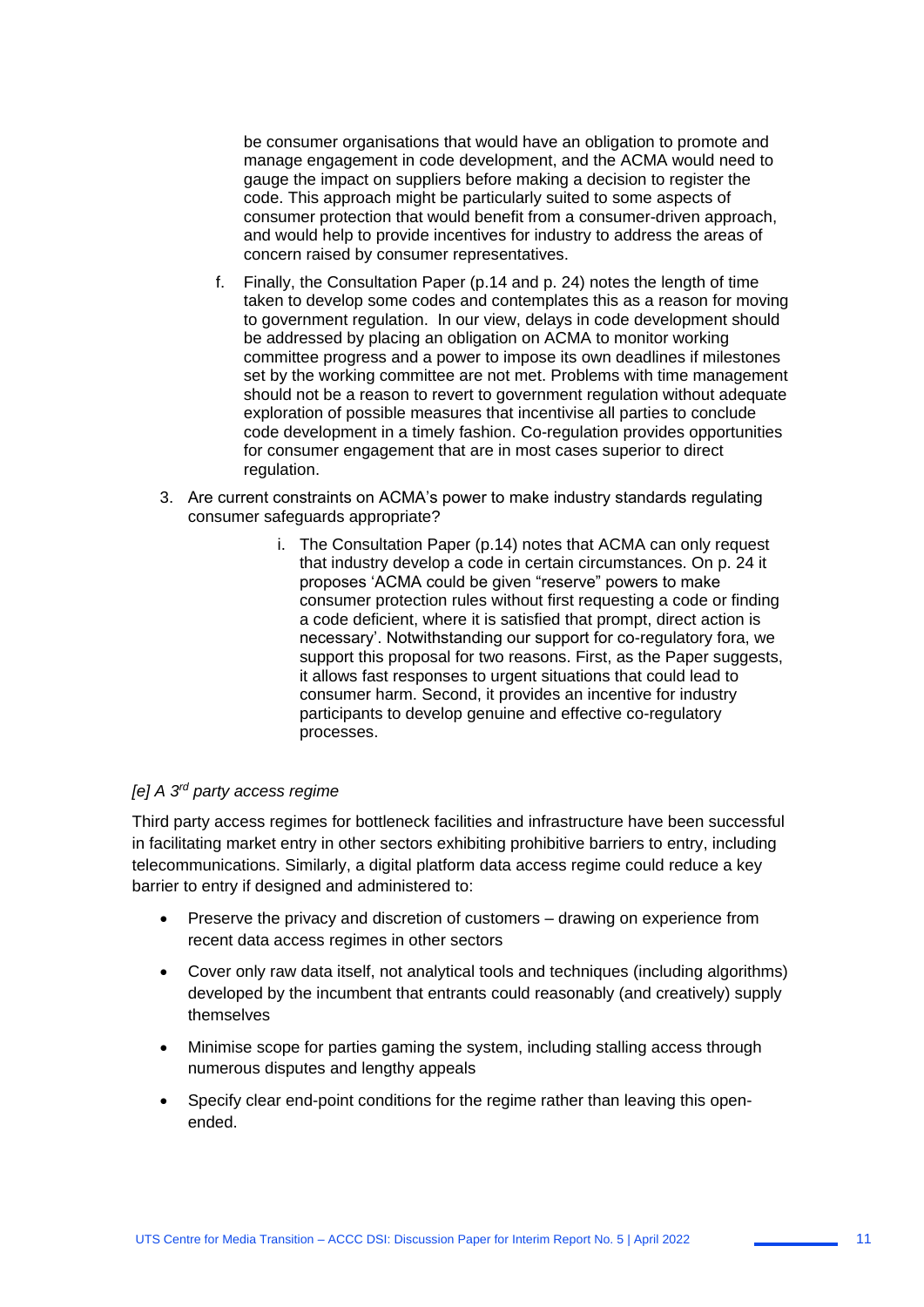be consumer organisations that would have an obligation to promote and manage engagement in code development, and the ACMA would need to gauge the impact on suppliers before making a decision to register the code. This approach might be particularly suited to some aspects of consumer protection that would benefit from a consumer-driven approach, and would help to provide incentives for industry to address the areas of concern raised by consumer representatives.

f. Finally, the Consultation Paper (p.14 and p. 24) notes the length of time taken to develop some codes and contemplates this as a reason for moving to government regulation. In our view, delays in code development should be addressed by placing an obligation on ACMA to monitor working committee progress and a power to impose its own deadlines if milestones set by the working committee are not met. Problems with time management should not be a reason to revert to government regulation without adequate exploration of possible measures that incentivise all parties to conclude code development in a timely fashion. Co-regulation provides opportunities for consumer engagement that are in most cases superior to direct regulation.

3. Are current constraints on ACMA's power to make industry standards regulating consumer safeguards appropriate?

   i. The Consultation Paper (p.14) notes that ACMA can only request that industry develop a code in certain circumstances. On p. 24 it proposes 'ACMA could be given "reserve" powers to make consumer protection rules without first requesting a code or finding a code deficient, where it is satisfied that prompt, direct action is necessary'. Notwithstanding our support for co-regulatory fora, we support this proposal for two reasons. First, as the Paper suggests, it allows fast responses to urgent situations that could lead to consumer harm. Second, it provides an incentive for industry participants to develop genuine and effective co-regulatory processes.

*[e] A 3rd party access regime*

Third party access regimes for bottleneck facilities and infrastructure have been successful in facilitating market entry in other sectors exhibiting prohibitive barriers to entry, including telecommunications. Similarly, a digital platform data access regime could reduce a key barrier to entry if designed and administered to:

- Preserve the privacy and discretion of customers – drawing on experience from recent data access regimes in other sectors
- Cover only raw data itself, not analytical tools and techniques (including algorithms) developed by the incumbent that entrants could reasonably (and creatively) supply themselves
- Minimise scope for parties gaming the system, including stalling access through numerous disputes and lengthy appeals
- Specify clear end-point conditions for the regime rather than leaving this open-ended.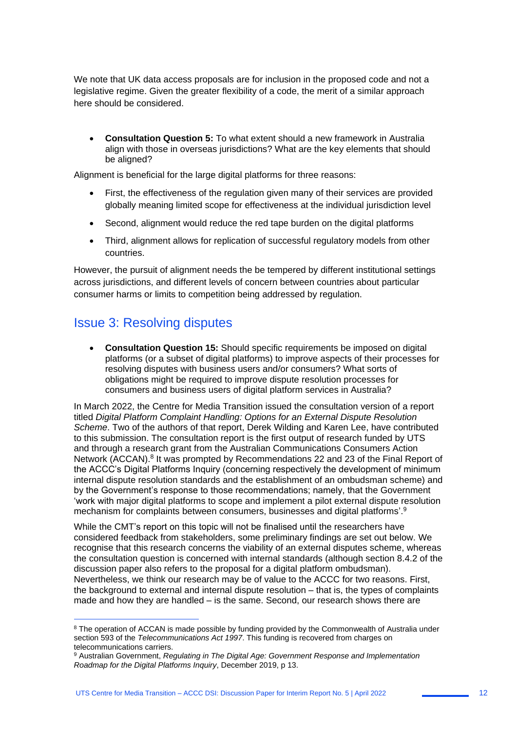We note that UK data access proposals are for inclusion in the proposed code and not a legislative regime. Given the greater flexibility of a code, the merit of a similar approach here should be considered.

- **Consultation Question 5:** To what extent should a new framework in Australia align with those in overseas jurisdictions? What are the key elements that should be aligned?

Alignment is beneficial for the large digital platforms for three reasons:

- First, the effectiveness of the regulation given many of their services are provided globally meaning limited scope for effectiveness at the individual jurisdiction level
- Second, alignment would reduce the red tape burden on the digital platforms
- Third, alignment allows for replication of successful regulatory models from other countries.

However, the pursuit of alignment needs the be tempered by different institutional settings across jurisdictions, and different levels of concern between countries about particular consumer harms or limits to competition being addressed by regulation.

## Issue 3: Resolving disputes

- **Consultation Question 15:** Should specific requirements be imposed on digital platforms (or a subset of digital platforms) to improve aspects of their processes for resolving disputes with business users and/or consumers? What sorts of obligations might be required to improve dispute resolution processes for consumers and business users of digital platform services in Australia?

In March 2022, the Centre for Media Transition issued the consultation version of a report titled *Digital Platform Complaint Handling: Options for an External Dispute Resolution Scheme*. Two of the authors of that report, Derek Wilding and Karen Lee, have contributed to this submission. The consultation report is the first output of research funded by UTS and through a research grant from the Australian Communications Consumers Action Network (ACCAN).[8] It was prompted by Recommendations 22 and 23 of the Final Report of the ACCC's Digital Platforms Inquiry (concerning respectively the development of minimum internal dispute resolution standards and the establishment of an ombudsman scheme) and by the Government's response to those recommendations; namely, that the Government 'work with major digital platforms to scope and implement a pilot external dispute resolution mechanism for complaints between consumers, businesses and digital platforms'.[9]

While the CMT's report on this topic will not be finalised until the researchers have considered feedback from stakeholders, some preliminary findings are set out below. We recognise that this research concerns the viability of an external disputes scheme, whereas the consultation question is concerned with internal standards (although section 8.4.2 of the discussion paper also refers to the proposal for a digital platform ombudsman). Nevertheless, we think our research may be of value to the ACCC for two reasons. First, the background to external and internal dispute resolution – that is, the types of complaints made and how they are handled – is the same. Second, our research shows there are

---

[8] The operation of ACCAN is made possible by funding provided by the Commonwealth of Australia under section 593 of the *Telecommunications Act 1997*. This funding is recovered from charges on telecommunications carriers.

[9] Australian Government, *Regulating in The Digital Age: Government Response and Implementation Roadmap for the Digital Platforms Inquiry*, December 2019, p 13.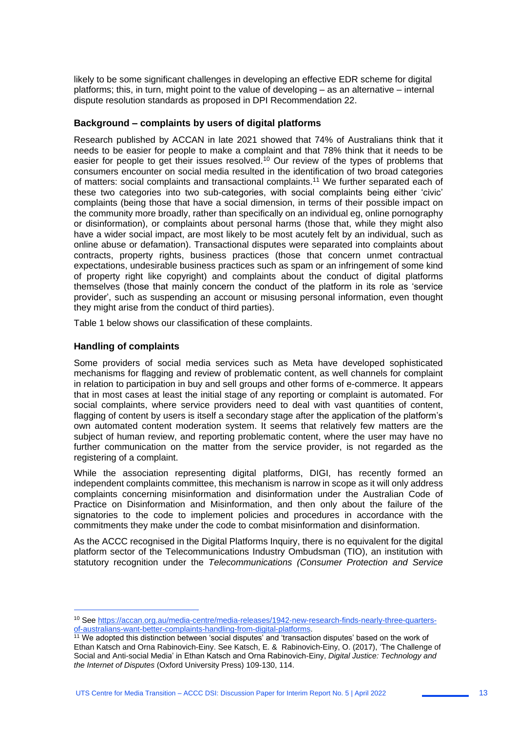likely to be some significant challenges in developing an effective EDR scheme for digital platforms; this, in turn, might point to the value of developing – as an alternative – internal dispute resolution standards as proposed in DPI Recommendation 22.

### Background – complaints by users of digital platforms

Research published by ACCAN in late 2021 showed that 74% of Australians think that it needs to be easier for people to make a complaint and that 78% think that it needs to be easier for people to get their issues resolved.[10] Our review of the types of problems that consumers encounter on social media resulted in the identification of two broad categories of matters: social complaints and transactional complaints.[11] We further separated each of these two categories into two sub-categories, with social complaints being either 'civic' complaints (being those that have a social dimension, in terms of their possible impact on the community more broadly, rather than specifically on an individual eg, online pornography or disinformation), or complaints about personal harms (those that, while they might also have a wider social impact, are most likely to be most acutely felt by an individual, such as online abuse or defamation). Transactional disputes were separated into complaints about contracts, property rights, business practices (those that concern unmet contractual expectations, undesirable business practices such as spam or an infringement of some kind of property right like copyright) and complaints about the conduct of digital platforms themselves (those that mainly concern the conduct of the platform in its role as 'service provider', such as suspending an account or misusing personal information, even thought they might arise from the conduct of third parties).

Table 1 below shows our classification of these complaints.

### Handling of complaints

Some providers of social media services such as Meta have developed sophisticated mechanisms for flagging and review of problematic content, as well channels for complaint in relation to participation in buy and sell groups and other forms of e-commerce. It appears that in most cases at least the initial stage of any reporting or complaint is automated. For social complaints, where service providers need to deal with vast quantities of content, flagging of content by users is itself a secondary stage after the application of the platform's own automated content moderation system. It seems that relatively few matters are the subject of human review, and reporting problematic content, where the user may have no further communication on the matter from the service provider, is not regarded as the registering of a complaint.

While the association representing digital platforms, DIGI, has recently formed an independent complaints committee, this mechanism is narrow in scope as it will only address complaints concerning misinformation and disinformation under the Australian Code of Practice on Disinformation and Misinformation, and then only about the failure of the signatories to the code to implement policies and procedures in accordance with the commitments they make under the code to combat misinformation and disinformation.

As the ACCC recognised in the Digital Platforms Inquiry, there is no equivalent for the digital platform sector of the Telecommunications Industry Ombudsman (TIO), an institution with statutory recognition under the *Telecommunications (Consumer Protection and Service*

---

[10] See https://accan.org.au/media-centre/media-releases/1942-new-research-finds-nearly-three-quarters-of-australians-want-better-complaints-handling-from-digital-platforms.

[11] We adopted this distinction between 'social disputes' and 'transaction disputes' based on the work of Ethan Katsch and Orna Rabinovich-Einy. See Katsch, E. & Rabinovich-Einy, O. (2017), 'The Challenge of Social and Anti-social Media' in Ethan Katsch and Orna Rabinovich-Einy, *Digital Justice: Technology and the Internet of Disputes* (Oxford University Press) 109-130, 114.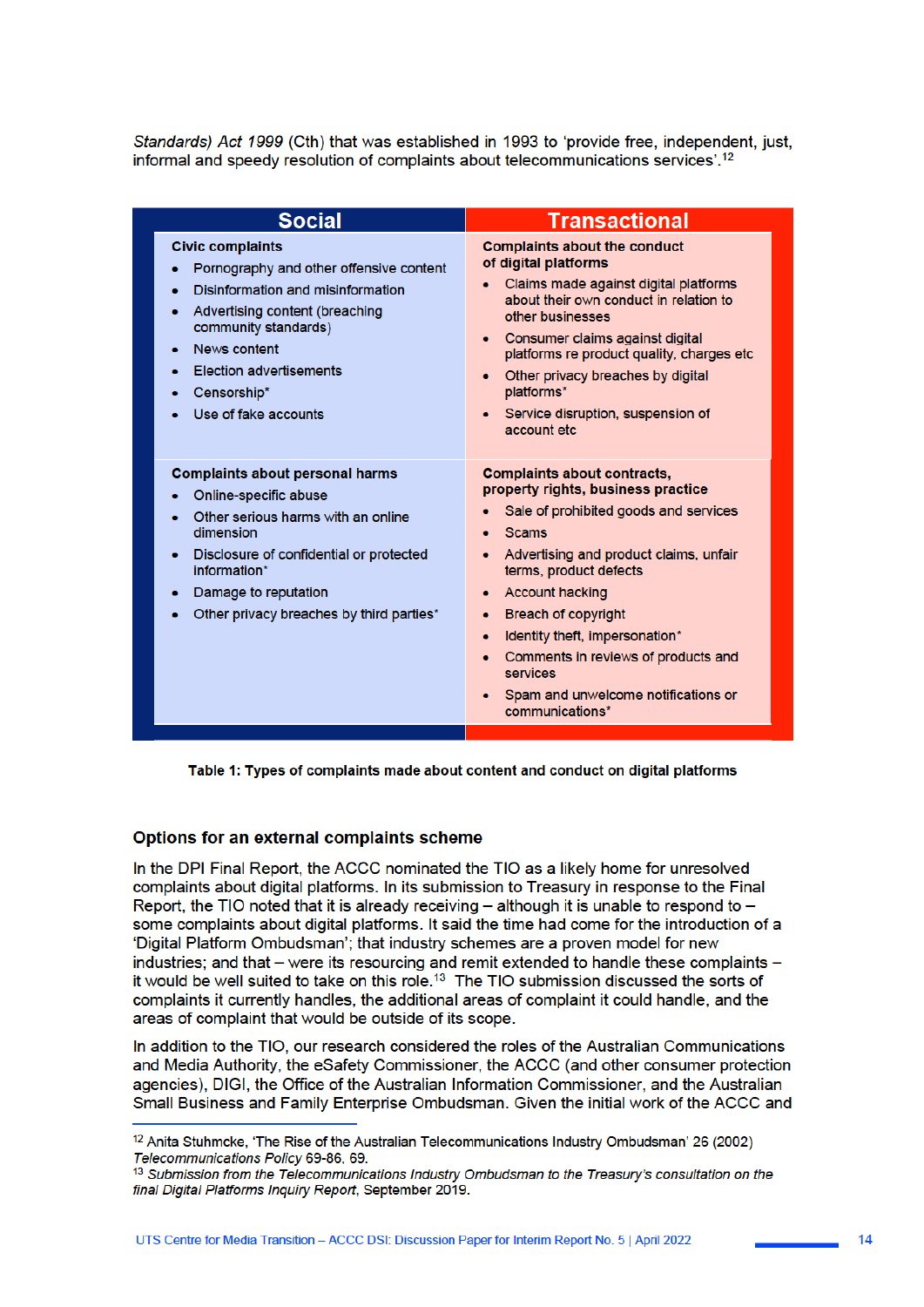*Standards) Act 1999* (Cth) that was established in 1993 to 'provide free, independent, just, informal and speedy resolution of complaints about telecommunications services'.[12]

| Social | Transactional |
|---|---|
| **Civic complaints**<br>• Pornography and other offensive content<br>• Disinformation and misinformation<br>• Advertising content (breaching community standards)<br>• News content<br>• Election advertisements<br>• Censorship*<br>• Use of fake accounts | **Complaints about the conduct of digital platforms**<br>• Claims made against digital platforms about their own conduct in relation to other businesses<br>• Consumer claims against digital platforms re product quality, charges etc<br>• Other privacy breaches by digital platforms*<br>• Service disruption, suspension of account etc |
| **Complaints about personal harms**<br>• Online-specific abuse<br>• Other serious harms with an online dimension<br>• Disclosure of confidential or protected information*<br>• Damage to reputation<br>• Other privacy breaches by third parties* | **Complaints about contracts, property rights, business practice**<br>• Sale of prohibited goods and services<br>• Scams<br>• Advertising and product claims, unfair terms, product defects<br>• Account hacking<br>• Breach of copyright<br>• Identity theft, impersonation*<br>• Comments in reviews of products and services<br>• Spam and unwelcome notifications or communications* |

**Table 1: Types of complaints made about content and conduct on digital platforms**

### Options for an external complaints scheme

In the DPI Final Report, the ACCC nominated the TIO as a likely home for unresolved complaints about digital platforms. In its submission to Treasury in response to the Final Report, the TIO noted that it is already receiving – although it is unable to respond to – some complaints about digital platforms. It said the time had come for the introduction of a 'Digital Platform Ombudsman'; that industry schemes are a proven model for new industries; and that – were its resourcing and remit extended to handle these complaints – it would be well suited to take on this role.[13] The TIO submission discussed the sorts of complaints it currently handles, the additional areas of complaint it could handle, and the areas of complaint that would be outside of its scope.

In addition to the TIO, our research considered the roles of the Australian Communications and Media Authority, the eSafety Commissioner, the ACCC (and other consumer protection agencies), DIGI, the Office of the Australian Information Commissioner, and the Australian Small Business and Family Enterprise Ombudsman. Given the initial work of the ACCC and

[12] Anita Stuhmcke, 'The Rise of the Australian Telecommunications Industry Ombudsman' 26 (2002) *Telecommunications Policy* 69-86, 69.

[13] *Submission from the Telecommunications Industry Ombudsman to the Treasury's consultation on the final Digital Platforms Inquiry Report*, September 2019.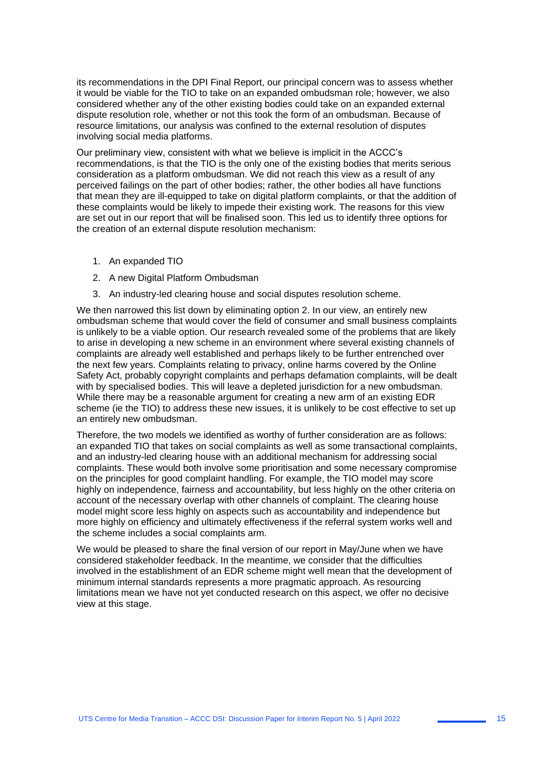its recommendations in the DPI Final Report, our principal concern was to assess whether it would be viable for the TIO to take on an expanded ombudsman role; however, we also considered whether any of the other existing bodies could take on an expanded external dispute resolution role, whether or not this took the form of an ombudsman. Because of resource limitations, our analysis was confined to the external resolution of disputes involving social media platforms.

Our preliminary view, consistent with what we believe is implicit in the ACCC's recommendations, is that the TIO is the only one of the existing bodies that merits serious consideration as a platform ombudsman. We did not reach this view as a result of any perceived failings on the part of other bodies; rather, the other bodies all have functions that mean they are ill-equipped to take on digital platform complaints, or that the addition of these complaints would be likely to impede their existing work. The reasons for this view are set out in our report that will be finalised soon. This led us to identify three options for the creation of an external dispute resolution mechanism:

1. An expanded TIO
2. A new Digital Platform Ombudsman
3. An industry-led clearing house and social disputes resolution scheme.

We then narrowed this list down by eliminating option 2. In our view, an entirely new ombudsman scheme that would cover the field of consumer and small business complaints is unlikely to be a viable option. Our research revealed some of the problems that are likely to arise in developing a new scheme in an environment where several existing channels of complaints are already well established and perhaps likely to be further entrenched over the next few years. Complaints relating to privacy, online harms covered by the Online Safety Act, probably copyright complaints and perhaps defamation complaints, will be dealt with by specialised bodies. This will leave a depleted jurisdiction for a new ombudsman. While there may be a reasonable argument for creating a new arm of an existing EDR scheme (ie the TIO) to address these new issues, it is unlikely to be cost effective to set up an entirely new ombudsman.

Therefore, the two models we identified as worthy of further consideration are as follows: an expanded TIO that takes on social complaints as well as some transactional complaints, and an industry-led clearing house with an additional mechanism for addressing social complaints. These would both involve some prioritisation and some necessary compromise on the principles for good complaint handling. For example, the TIO model may score highly on independence, fairness and accountability, but less highly on the other criteria on account of the necessary overlap with other channels of complaint. The clearing house model might score less highly on aspects such as accountability and independence but more highly on efficiency and ultimately effectiveness if the referral system works well and the scheme includes a social complaints arm.

We would be pleased to share the final version of our report in May/June when we have considered stakeholder feedback. In the meantime, we consider that the difficulties involved in the establishment of an EDR scheme might well mean that the development of minimum internal standards represents a more pragmatic approach. As resourcing limitations mean we have not yet conducted research on this aspect, we offer no decisive view at this stage.